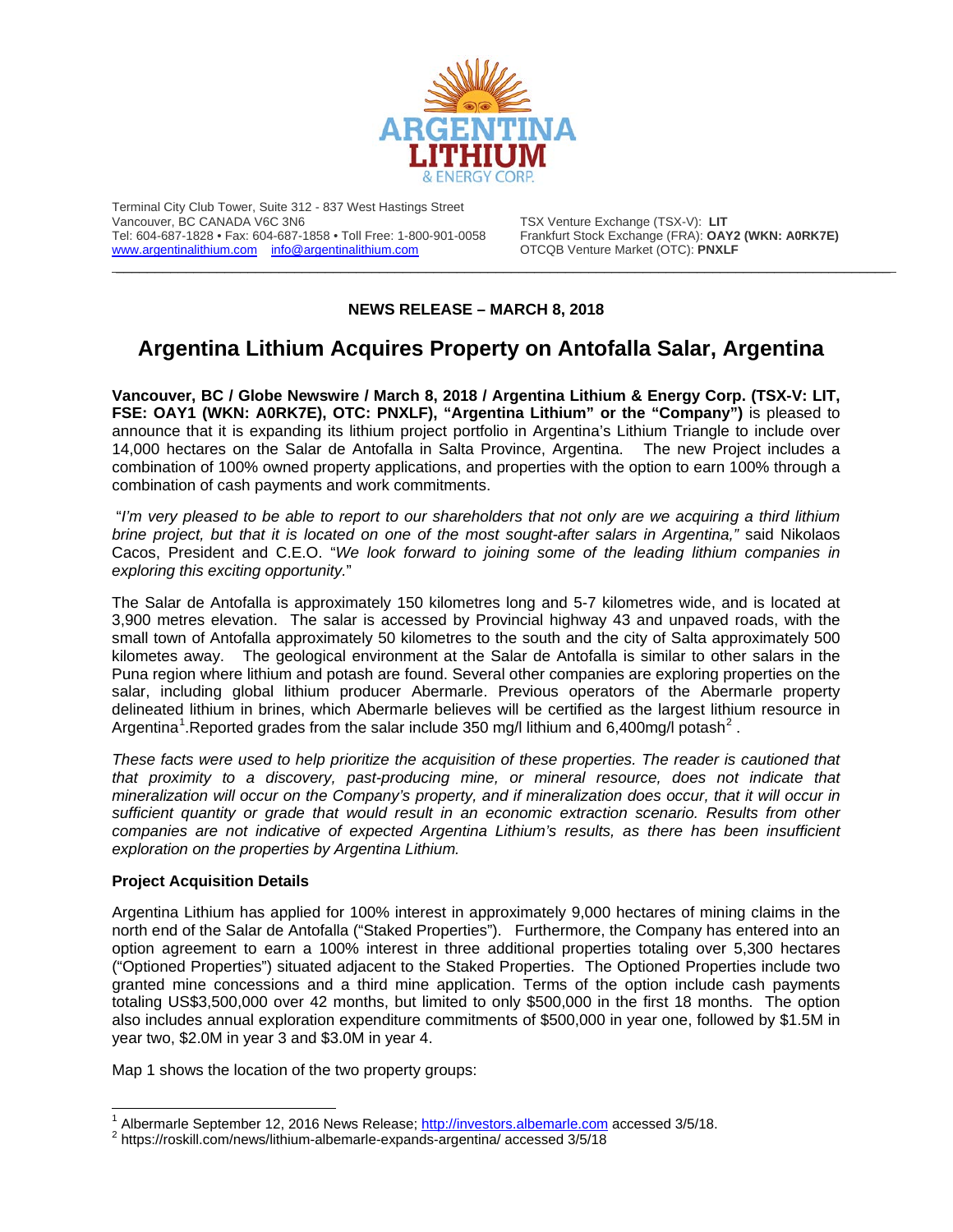Terminal City Club Tower, Suite 312 - 837 West Hastings Street
Vancouver, BC CANADA V6C 3N6
Tel: 604-687-1828 • Fax: 604-687-1858 • Toll Free: 1-800-901-0058
[www.argentinalithium.com](http://www.argentinalithium.com) [info@argentinalithium.com](mailto:info@argentinalithium.com)

TSX Venture Exchange (TSX-V): **LIT**
Frankfurt Stock Exchange (FRA): **OAY2 (WKN: A0RK7E)**
OTCQB Venture Market (OTC): **PNXLF**

---

**NEWS RELEASE – MARCH 8, 2018**

# Argentina Lithium Acquires Property on Antofalla Salar, Argentina

**Vancouver, BC / Globe Newswire / March 8, 2018 / Argentina Lithium & Energy Corp. (TSX-V: LIT, FSE: OAY1 (WKN: A0RK7E), OTC: PNXLF), "Argentina Lithium" or the "Company")** is pleased to announce that it is expanding its lithium project portfolio in Argentina's Lithium Triangle to include over 14,000 hectares on the Salar de Antofalla in Salta Province, Argentina. The new Project includes a combination of 100% owned property applications, and properties with the option to earn 100% through a combination of cash payments and work commitments.

"*I'm very pleased to be able to report to our shareholders that not only are we acquiring a third lithium brine project, but that it is located on one of the most sought-after salars in Argentina,*" said Nikolaos Cacos, President and C.E.O. "*We look forward to joining some of the leading lithium companies in exploring this exciting opportunity.*"

The Salar de Antofalla is approximately 150 kilometres long and 5-7 kilometres wide, and is located at 3,900 metres elevation. The salar is accessed by Provincial highway 43 and unpaved roads, with the small town of Antofalla approximately 50 kilometres to the south and the city of Salta approximately 500 kilometes away. The geological environment at the Salar de Antofalla is similar to other salars in the Puna region where lithium and potash are found. Several other companies are exploring properties on the salar, including global lithium producer Abermarle. Previous operators of the Abermarle property delineated lithium in brines, which Abermarle believes will be certified as the largest lithium resource in Argentina[1].Reported grades from the salar include 350 mg/l lithium and 6,400mg/l potash[2] .

*These facts were used to help prioritize the acquisition of these properties. The reader is cautioned that that proximity to a discovery, past-producing mine, or mineral resource, does not indicate that mineralization will occur on the Company's property, and if mineralization does occur, that it will occur in sufficient quantity or grade that would result in an economic extraction scenario. Results from other companies are not indicative of expected Argentina Lithium's results, as there has been insufficient exploration on the properties by Argentina Lithium.*

### Project Acquisition Details

Argentina Lithium has applied for 100% interest in approximately 9,000 hectares of mining claims in the north end of the Salar de Antofalla ("Staked Properties"). Furthermore, the Company has entered into an option agreement to earn a 100% interest in three additional properties totaling over 5,300 hectares ("Optioned Properties") situated adjacent to the Staked Properties. The Optioned Properties include two granted mine concessions and a third mine application. Terms of the option include cash payments totaling US$3,500,000 over 42 months, but limited to only $500,000 in the first 18 months. The option also includes annual exploration expenditure commitments of $500,000 in year one, followed by $1.5M in year two, $2.0M in year 3 and $3.0M in year 4.

Map 1 shows the location of the two property groups:

---

[1] Albermarle September 12, 2016 News Release; [http://investors.albemarle.com](http://investors.albemarle.com) accessed 3/5/18.
[2] https://roskill.com/news/lithium-albemarle-expands-argentina/ accessed 3/5/18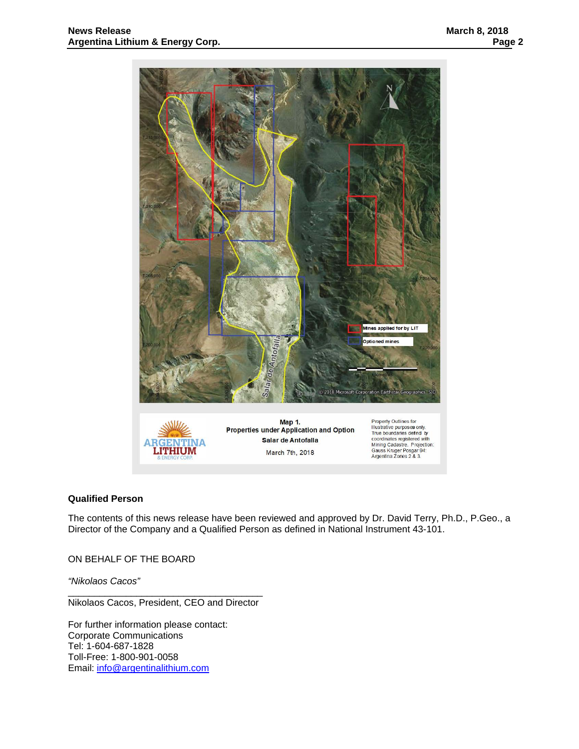Map 1.
Properties under Application and Option
Salar de Antofalla
March 7th, 2018

Property Outlines for Illustrative purposes only. True boundaries defind by coordinates registered with Mining Cadastre. Projection: Gauss Kruger Posgar 94: Argentina Zones 2 & 3.

## Qualified Person

The contents of this news release have been reviewed and approved by Dr. David Terry, Ph.D., P.Geo., a Director of the Company and a Qualified Person as defined in National Instrument 43-101.

ON BEHALF OF THE BOARD

*"Nikolaos Cacos"*

Nikolaos Cacos, President, CEO and Director

For further information please contact:
Corporate Communications
Tel: 1-604-687-1828
Toll-Free: 1-800-901-0058
Email: info@argentinalithium.com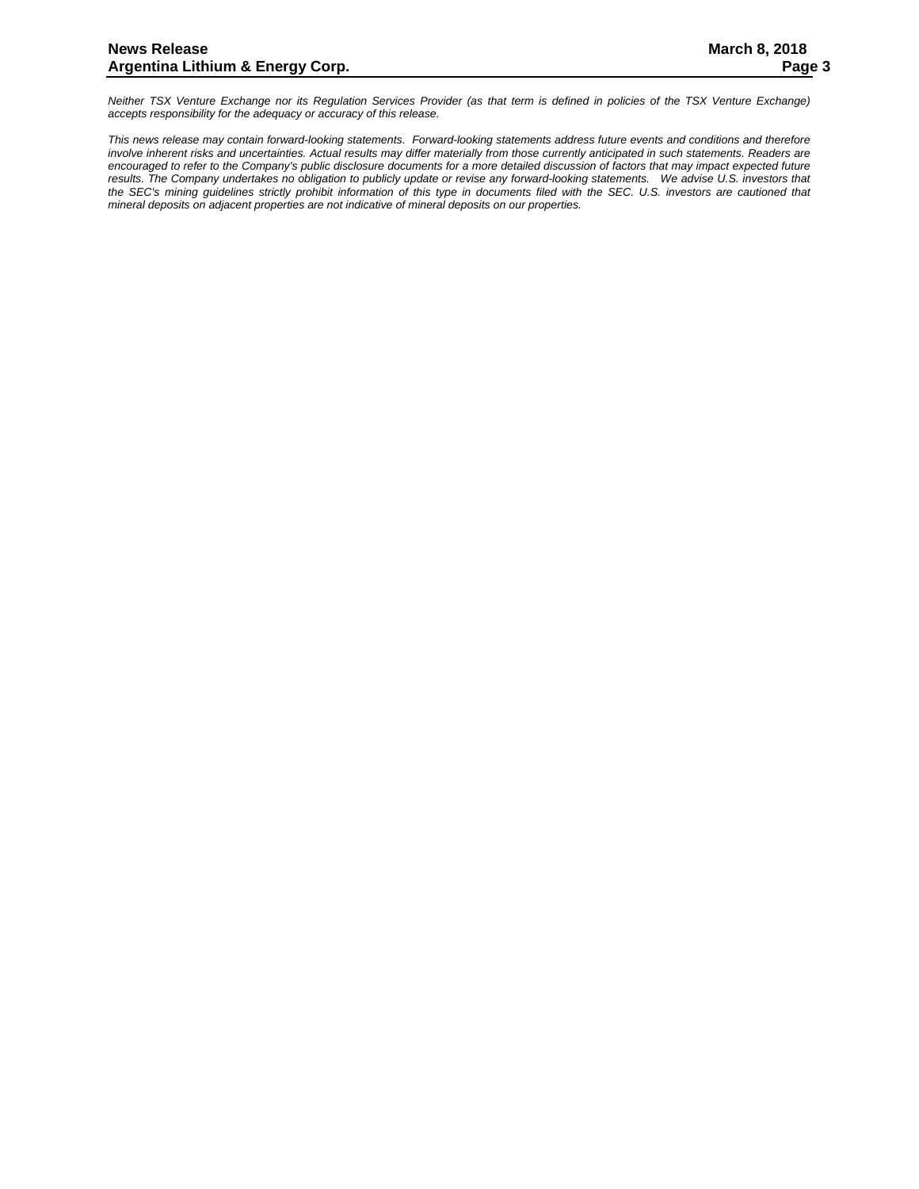*Neither TSX Venture Exchange nor its Regulation Services Provider (as that term is defined in policies of the TSX Venture Exchange) accepts responsibility for the adequacy or accuracy of this release.*

*This news release may contain forward-looking statements. Forward-looking statements address future events and conditions and therefore involve inherent risks and uncertainties. Actual results may differ materially from those currently anticipated in such statements. Readers are encouraged to refer to the Company's public disclosure documents for a more detailed discussion of factors that may impact expected future results. The Company undertakes no obligation to publicly update or revise any forward-looking statements. We advise U.S. investors that the SEC's mining guidelines strictly prohibit information of this type in documents filed with the SEC. U.S. investors are cautioned that mineral deposits on adjacent properties are not indicative of mineral deposits on our properties.*